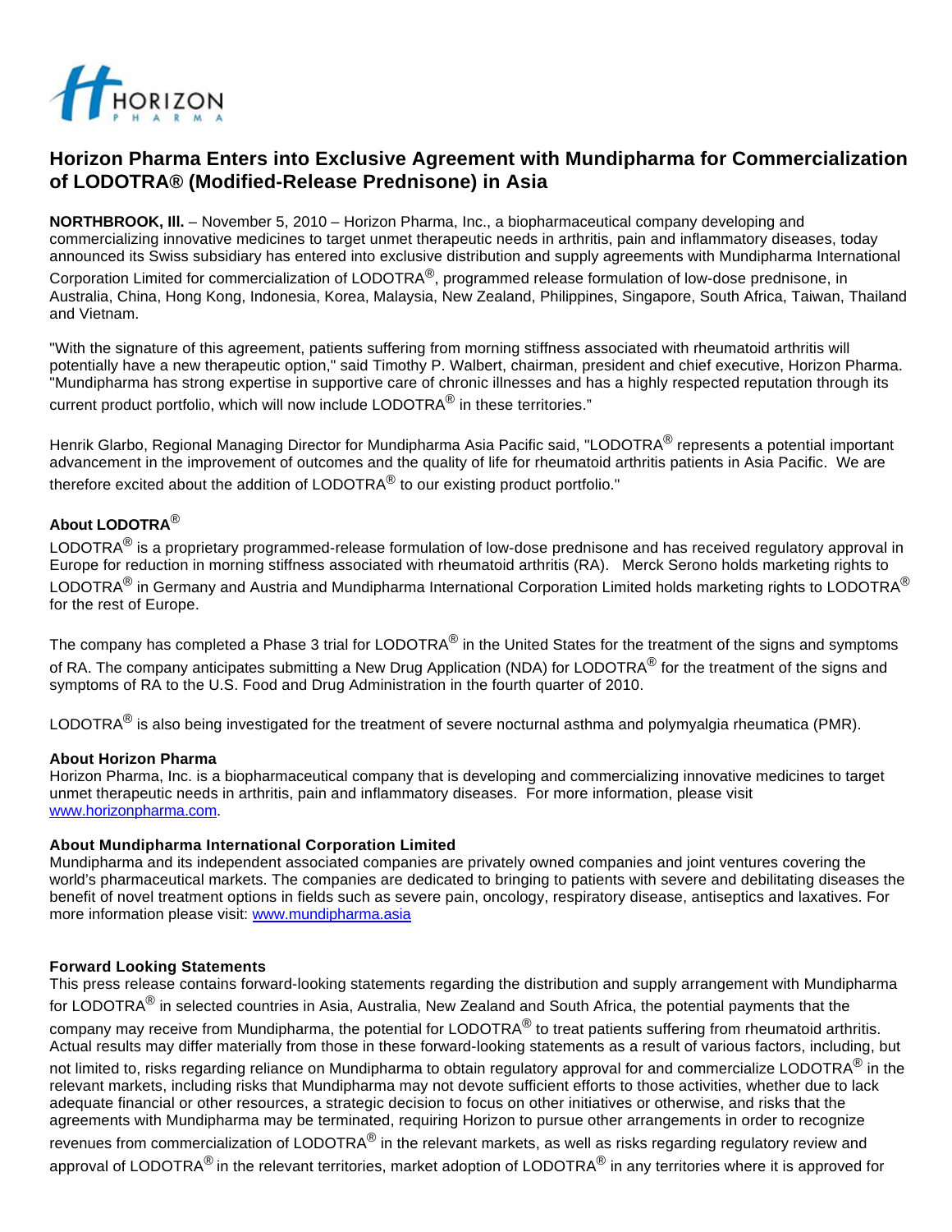# Horizon Pharma Enters into Exclusive Agreement with Mundipharma for Commercialization of LODOTRA® (Modified-Release Prednisone) in Asia

**NORTHBROOK, Ill.** – November 5, 2010 – Horizon Pharma, Inc., a biopharmaceutical company developing and commercializing innovative medicines to target unmet therapeutic needs in arthritis, pain and inflammatory diseases, today announced its Swiss subsidiary has entered into exclusive distribution and supply agreements with Mundipharma International Corporation Limited for commercialization of LODOTRA®, programmed release formulation of low-dose prednisone, in Australia, China, Hong Kong, Indonesia, Korea, Malaysia, New Zealand, Philippines, Singapore, South Africa, Taiwan, Thailand and Vietnam.

"With the signature of this agreement, patients suffering from morning stiffness associated with rheumatoid arthritis will potentially have a new therapeutic option," said Timothy P. Walbert, chairman, president and chief executive, Horizon Pharma. "Mundipharma has strong expertise in supportive care of chronic illnesses and has a highly respected reputation through its current product portfolio, which will now include LODOTRA® in these territories."

Henrik Glarbo, Regional Managing Director for Mundipharma Asia Pacific said, "LODOTRA® represents a potential important advancement in the improvement of outcomes and the quality of life for rheumatoid arthritis patients in Asia Pacific. We are therefore excited about the addition of LODOTRA® to our existing product portfolio."

**About LODOTRA®**

LODOTRA® is a proprietary programmed-release formulation of low-dose prednisone and has received regulatory approval in Europe for reduction in morning stiffness associated with rheumatoid arthritis (RA). Merck Serono holds marketing rights to LODOTRA® in Germany and Austria and Mundipharma International Corporation Limited holds marketing rights to LODOTRA® for the rest of Europe.

The company has completed a Phase 3 trial for LODOTRA® in the United States for the treatment of the signs and symptoms of RA. The company anticipates submitting a New Drug Application (NDA) for LODOTRA® for the treatment of the signs and symptoms of RA to the U.S. Food and Drug Administration in the fourth quarter of 2010.

LODOTRA® is also being investigated for the treatment of severe nocturnal asthma and polymyalgia rheumatica (PMR).

**About Horizon Pharma**

Horizon Pharma, Inc. is a biopharmaceutical company that is developing and commercializing innovative medicines to target unmet therapeutic needs in arthritis, pain and inflammatory diseases. For more information, please visit www.horizonpharma.com.

**About Mundipharma International Corporation Limited**

Mundipharma and its independent associated companies are privately owned companies and joint ventures covering the world's pharmaceutical markets. The companies are dedicated to bringing to patients with severe and debilitating diseases the benefit of novel treatment options in fields such as severe pain, oncology, respiratory disease, antiseptics and laxatives. For more information please visit: www.mundipharma.asia

**Forward Looking Statements**

This press release contains forward-looking statements regarding the distribution and supply arrangement with Mundipharma for LODOTRA® in selected countries in Asia, Australia, New Zealand and South Africa, the potential payments that the company may receive from Mundipharma, the potential for LODOTRA® to treat patients suffering from rheumatoid arthritis. Actual results may differ materially from those in these forward-looking statements as a result of various factors, including, but not limited to, risks regarding reliance on Mundipharma to obtain regulatory approval for and commercialize LODOTRA® in the relevant markets, including risks that Mundipharma may not devote sufficient efforts to those activities, whether due to lack adequate financial or other resources, a strategic decision to focus on other initiatives or otherwise, and risks that the agreements with Mundipharma may be terminated, requiring Horizon to pursue other arrangements in order to recognize revenues from commercialization of LODOTRA® in the relevant markets, as well as risks regarding regulatory review and approval of LODOTRA® in the relevant territories, market adoption of LODOTRA® in any territories where it is approved for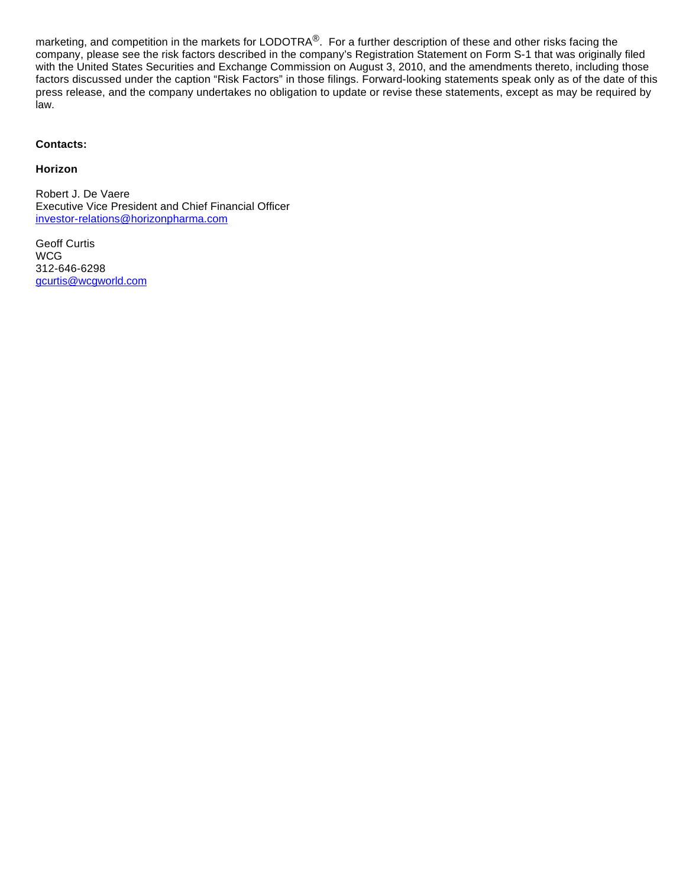marketing, and competition in the markets for LODOTRA®. For a further description of these and other risks facing the company, please see the risk factors described in the company's Registration Statement on Form S-1 that was originally filed with the United States Securities and Exchange Commission on August 3, 2010, and the amendments thereto, including those factors discussed under the caption "Risk Factors" in those filings. Forward-looking statements speak only as of the date of this press release, and the company undertakes no obligation to update or revise these statements, except as may be required by law.

**Contacts:**

**Horizon**

Robert J. De Vaere
Executive Vice President and Chief Financial Officer
investor-relations@horizonpharma.com

Geoff Curtis
WCG
312-646-6298
gcurtis@wcgworld.com